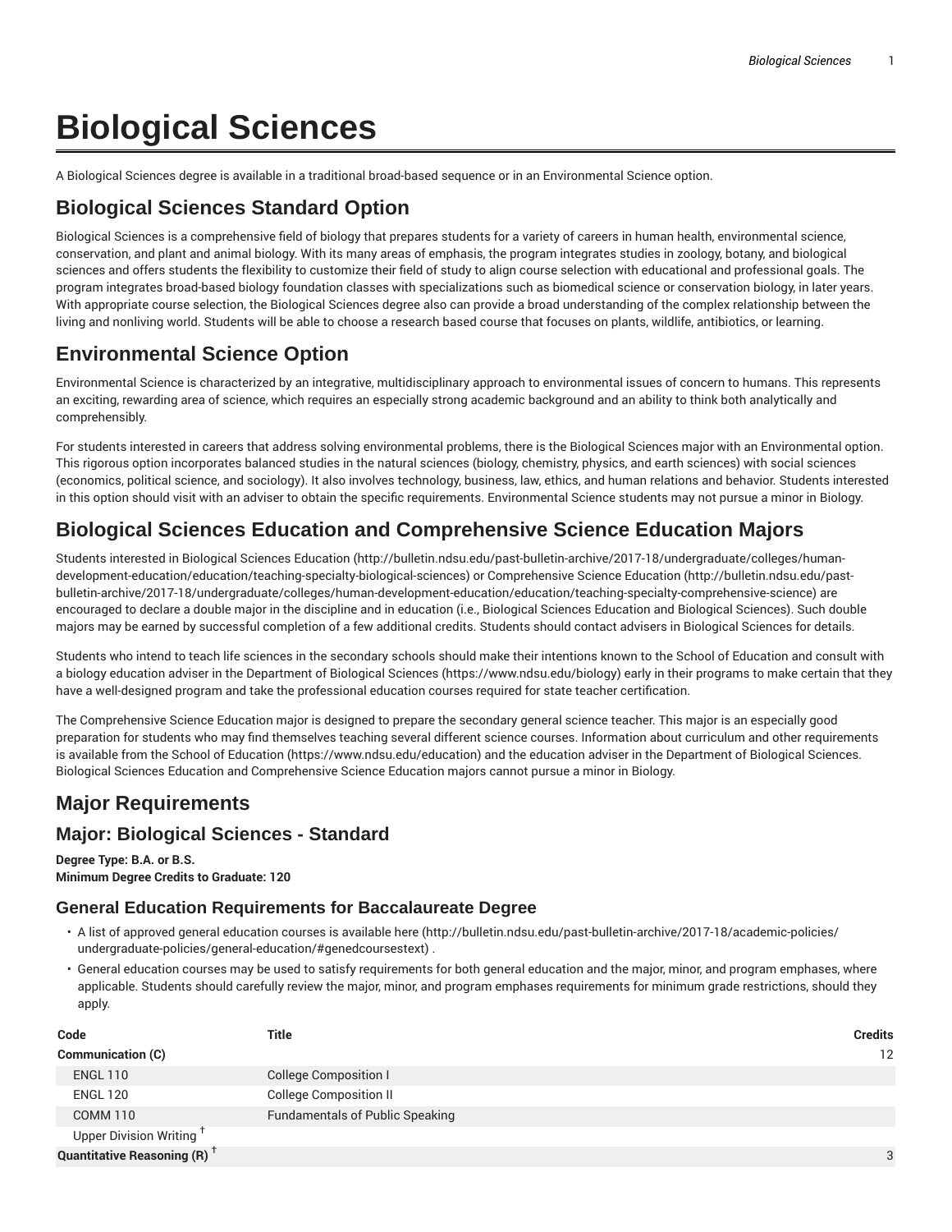# Biological Sciences

A Biological Sciences degree is available in a traditional broad-based sequence or in an Environmental Science option.

## Biological Sciences Standard Option

Biological Sciences is a comprehensive field of biology that prepares students for a variety of careers in human health, environmental science, conservation, and plant and animal biology. With its many areas of emphasis, the program integrates studies in zoology, botany, and biological sciences and offers students the flexibility to customize their field of study to align course selection with educational and professional goals. The program integrates broad-based biology foundation classes with specializations such as biomedical science or conservation biology, in later years. With appropriate course selection, the Biological Sciences degree also can provide a broad understanding of the complex relationship between the living and nonliving world. Students will be able to choose a research based course that focuses on plants, wildlife, antibiotics, or learning.

## Environmental Science Option

Environmental Science is characterized by an integrative, multidisciplinary approach to environmental issues of concern to humans. This represents an exciting, rewarding area of science, which requires an especially strong academic background and an ability to think both analytically and comprehensibly.

For students interested in careers that address solving environmental problems, there is the Biological Sciences major with an Environmental option. This rigorous option incorporates balanced studies in the natural sciences (biology, chemistry, physics, and earth sciences) with social sciences (economics, political science, and sociology). It also involves technology, business, law, ethics, and human relations and behavior. Students interested in this option should visit with an adviser to obtain the specific requirements. Environmental Science students may not pursue a minor in Biology.

## Biological Sciences Education and Comprehensive Science Education Majors

Students interested in Biological Sciences Education (http://bulletin.ndsu.edu/past-bulletin-archive/2017-18/undergraduate/colleges/human-development-education/education/teaching-specialty-biological-sciences) or Comprehensive Science Education (http://bulletin.ndsu.edu/past-bulletin-archive/2017-18/undergraduate/colleges/human-development-education/education/teaching-specialty-comprehensive-science) are encouraged to declare a double major in the discipline and in education (i.e., Biological Sciences Education and Biological Sciences). Such double majors may be earned by successful completion of a few additional credits. Students should contact advisers in Biological Sciences for details.

Students who intend to teach life sciences in the secondary schools should make their intentions known to the School of Education and consult with a biology education adviser in the Department of Biological Sciences (https://www.ndsu.edu/biology) early in their programs to make certain that they have a well-designed program and take the professional education courses required for state teacher certification.

The Comprehensive Science Education major is designed to prepare the secondary general science teacher. This major is an especially good preparation for students who may find themselves teaching several different science courses. Information about curriculum and other requirements is available from the School of Education (https://www.ndsu.edu/education) and the education adviser in the Department of Biological Sciences. Biological Sciences Education and Comprehensive Science Education majors cannot pursue a minor in Biology.

## Major Requirements

### Major: Biological Sciences - Standard

**Degree Type: B.A. or B.S.**
**Minimum Degree Credits to Graduate: 120**

### General Education Requirements for Baccalaureate Degree

- A list of approved general education courses is available here (http://bulletin.ndsu.edu/past-bulletin-archive/2017-18/academic-policies/undergraduate-policies/general-education/#genedcoursestext) .
- General education courses may be used to satisfy requirements for both general education and the major, minor, and program emphases, where applicable. Students should carefully review the major, minor, and program emphases requirements for minimum grade restrictions, should they apply.

| Code | Title | Credits |
|---|---|---|
| **Communication (C)** | | 12 |
| ENGL 110 | College Composition I | |
| ENGL 120 | College Composition II | |
| COMM 110 | Fundamentals of Public Speaking | |
| Upper Division Writing † | | |
| **Quantitative Reasoning (R) †** | | 3 |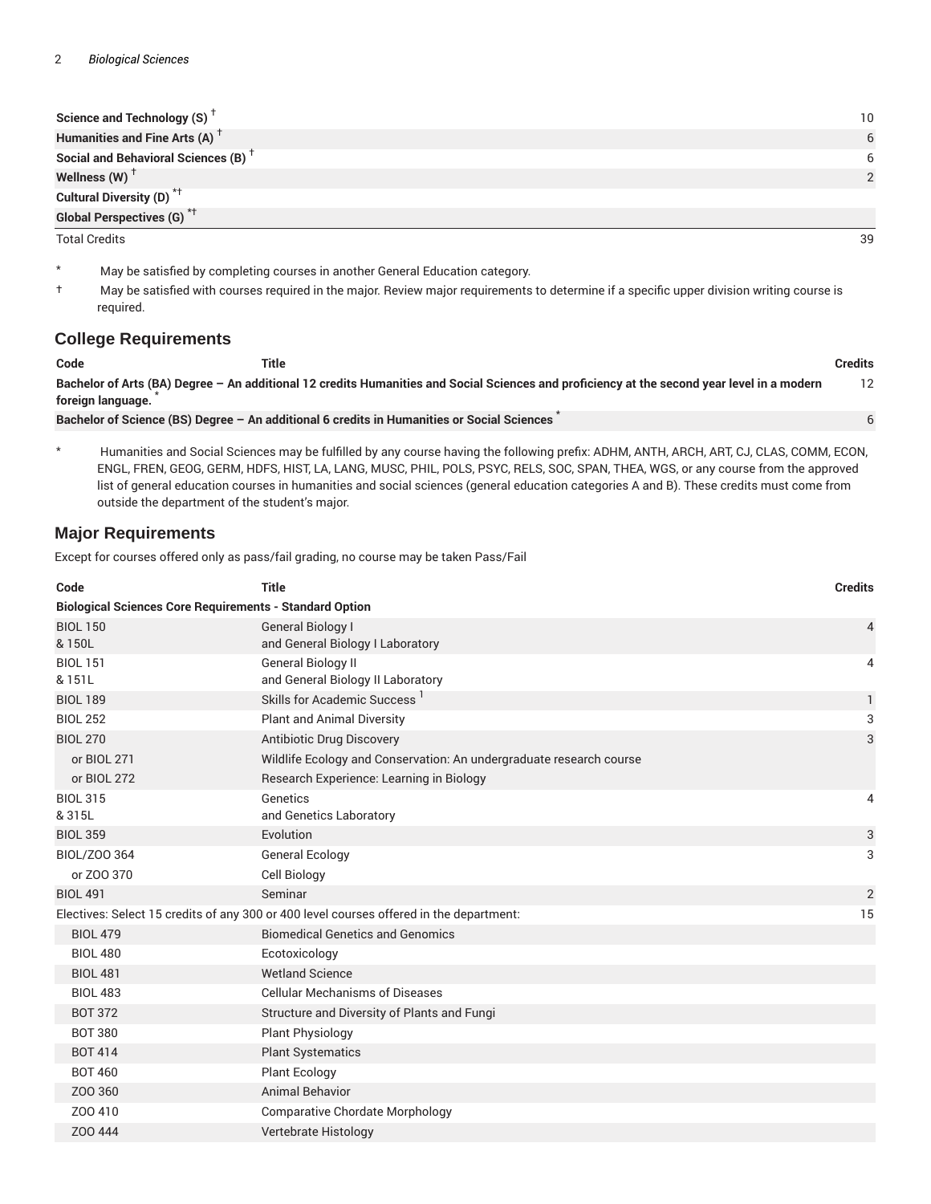| | |
|---|---|
| **Science and Technology (S)** [†] | 10 |
| **Humanities and Fine Arts (A)** [†] | 6 |
| **Social and Behavioral Sciences (B)** [†] | 6 |
| **Wellness (W)** [†] | 2 |
| **Cultural Diversity (D)** [*†] | |
| **Global Perspectives (G)** [*†] | |
| Total Credits | 39 |

\* May be satisfied by completing courses in another General Education category.

† May be satisfied with courses required in the major. Review major requirements to determine if a specific upper division writing course is required.

## College Requirements

| Code | Title | Credits |
|---|---|---|
| **Bachelor of Arts (BA) Degree – An additional 12 credits Humanities and Social Sciences and proficiency at the second year level in a modern foreign language.** [*] | | 12 |
| **Bachelor of Science (BS) Degree – An additional 6 credits in Humanities or Social Sciences** [*] | | 6 |

\* Humanities and Social Sciences may be fulfilled by any course having the following prefix: ADHM, ANTH, ARCH, ART, CJ, CLAS, COMM, ECON, ENGL, FREN, GEOG, GERM, HDFS, HIST, LA, LANG, MUSC, PHIL, POLS, PSYC, RELS, SOC, SPAN, THEA, WGS, or any course from the approved list of general education courses in humanities and social sciences (general education categories A and B). These credits must come from outside the department of the student's major.

## Major Requirements

Except for courses offered only as pass/fail grading, no course may be taken Pass/Fail

| Code | Title | Credits |
|---|---|---|
| **Biological Sciences Core Requirements - Standard Option** | | |
| BIOL 150 & 150L | General Biology I and General Biology I Laboratory | 4 |
| BIOL 151 & 151L | General Biology II and General Biology II Laboratory | 4 |
| BIOL 189 | Skills for Academic Success [1] | 1 |
| BIOL 252 | Plant and Animal Diversity | 3 |
| BIOL 270 | Antibiotic Drug Discovery | 3 |
| or BIOL 271 | Wildlife Ecology and Conservation: An undergraduate research course | |
| or BIOL 272 | Research Experience: Learning in Biology | |
| BIOL 315 & 315L | Genetics and Genetics Laboratory | 4 |
| BIOL 359 | Evolution | 3 |
| BIOL/ZOO 364 | General Ecology | 3 |
| or ZOO 370 | Cell Biology | |
| BIOL 491 | Seminar | 2 |
| Electives: Select 15 credits of any 300 or 400 level courses offered in the department: | | 15 |
| BIOL 479 | Biomedical Genetics and Genomics | |
| BIOL 480 | Ecotoxicology | |
| BIOL 481 | Wetland Science | |
| BIOL 483 | Cellular Mechanisms of Diseases | |
| BOT 372 | Structure and Diversity of Plants and Fungi | |
| BOT 380 | Plant Physiology | |
| BOT 414 | Plant Systematics | |
| BOT 460 | Plant Ecology | |
| ZOO 360 | Animal Behavior | |
| ZOO 410 | Comparative Chordate Morphology | |
| ZOO 444 | Vertebrate Histology | |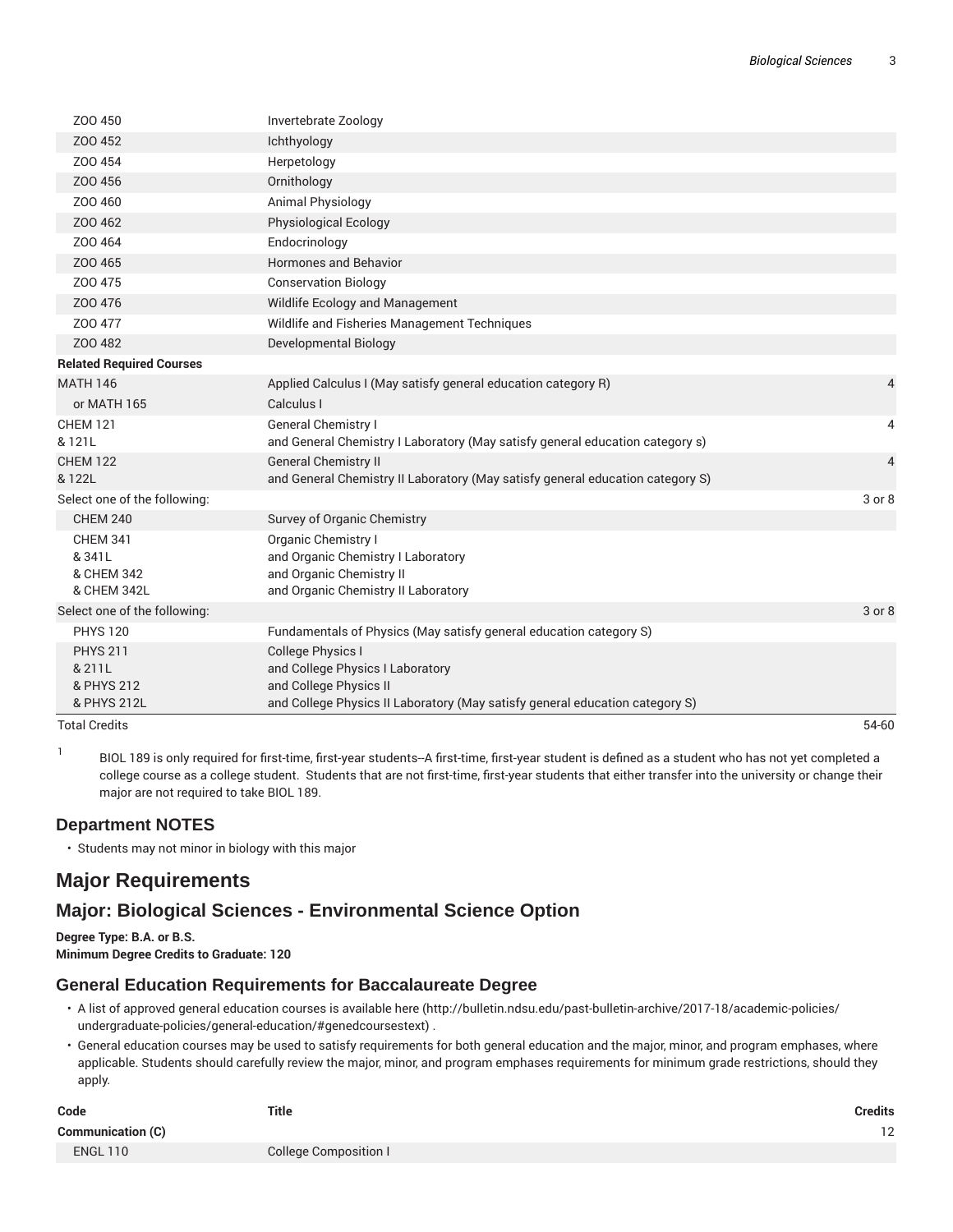| | | |
|---|---|---|
| ZOO 450 | Invertebrate Zoology | |
| ZOO 452 | Ichthyology | |
| ZOO 454 | Herpetology | |
| ZOO 456 | Ornithology | |
| ZOO 460 | Animal Physiology | |
| ZOO 462 | Physiological Ecology | |
| ZOO 464 | Endocrinology | |
| ZOO 465 | Hormones and Behavior | |
| ZOO 475 | Conservation Biology | |
| ZOO 476 | Wildlife Ecology and Management | |
| ZOO 477 | Wildlife and Fisheries Management Techniques | |
| ZOO 482 | Developmental Biology | |
| **Related Required Courses** | | |
| MATH 146 | Applied Calculus I (May satisfy general education category R) | 4 |
| or MATH 165 | Calculus I | |
| CHEM 121 & 121L | General Chemistry I and General Chemistry I Laboratory (May satisfy general education category s) | 4 |
| CHEM 122 & 122L | General Chemistry II and General Chemistry II Laboratory (May satisfy general education category S) | 4 |
| Select one of the following: | | 3 or 8 |
| CHEM 240 | Survey of Organic Chemistry | |
| CHEM 341 & 341L & CHEM 342 & CHEM 342L | Organic Chemistry I and Organic Chemistry I Laboratory and Organic Chemistry II and Organic Chemistry II Laboratory | |
| Select one of the following: | | 3 or 8 |
| PHYS 120 | Fundamentals of Physics (May satisfy general education category S) | |
| PHYS 211 & 211L & PHYS 212 & PHYS 212L | College Physics I and College Physics I Laboratory and College Physics II and College Physics II Laboratory (May satisfy general education category S) | |
| Total Credits | | 54-60 |

[1] BIOL 189 is only required for first-time, first-year students--A first-time, first-year student is defined as a student who has not yet completed a college course as a college student. Students that are not first-time, first-year students that either transfer into the university or change their major are not required to take BIOL 189.

### Department NOTES

- Students may not minor in biology with this major

## Major Requirements

### Major: Biological Sciences - Environmental Science Option

**Degree Type: B.A. or B.S.**
**Minimum Degree Credits to Graduate: 120**

### General Education Requirements for Baccalaureate Degree

- A list of approved general education courses is available here (http://bulletin.ndsu.edu/past-bulletin-archive/2017-18/academic-policies/undergraduate-policies/general-education/#genedcoursestext) .
- General education courses may be used to satisfy requirements for both general education and the major, minor, and program emphases, where applicable. Students should carefully review the major, minor, and program emphases requirements for minimum grade restrictions, should they apply.

| Code | Title | Credits |
|---|---|---|
| **Communication (C)** | | 12 |
| ENGL 110 | College Composition I | |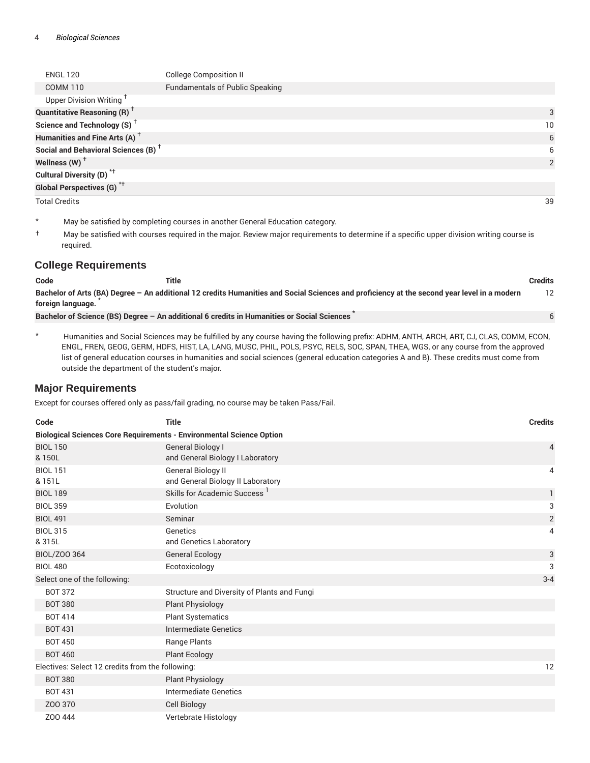| | | |
|---|---|---|
| ENGL 120 | College Composition II | |
| COMM 110 | Fundamentals of Public Speaking | |
| Upper Division Writing † | | |
| **Quantitative Reasoning (R) †** | | 3 |
| **Science and Technology (S) †** | | 10 |
| **Humanities and Fine Arts (A) †** | | 6 |
| **Social and Behavioral Sciences (B) †** | | 6 |
| **Wellness (W) †** | | 2 |
| **Cultural Diversity (D) *†** | | |
| **Global Perspectives (G) *†** | | |
| Total Credits | | 39 |

\* May be satisfied by completing courses in another General Education category.

† May be satisfied with courses required in the major. Review major requirements to determine if a specific upper division writing course is required.

## College Requirements

| Code | Title | Credits |
|---|---|---|
| **Bachelor of Arts (BA) Degree – An additional 12 credits Humanities and Social Sciences and proficiency at the second year level in a modern foreign language. *** | | 12 |
| **Bachelor of Science (BS) Degree – An additional 6 credits in Humanities or Social Sciences *** | | 6 |

\* Humanities and Social Sciences may be fulfilled by any course having the following prefix: ADHM, ANTH, ARCH, ART, CJ, CLAS, COMM, ECON, ENGL, FREN, GEOG, GERM, HDFS, HIST, LA, LANG, MUSC, PHIL, POLS, PSYC, RELS, SOC, SPAN, THEA, WGS, or any course from the approved list of general education courses in humanities and social sciences (general education categories A and B). These credits must come from outside the department of the student's major.

## Major Requirements

Except for courses offered only as pass/fail grading, no course may be taken Pass/Fail.

| Code | Title | Credits |
|---|---|---|
| **Biological Sciences Core Requirements - Environmental Science Option** | | |
| BIOL 150 & 150L | General Biology I and General Biology I Laboratory | 4 |
| BIOL 151 & 151L | General Biology II and General Biology II Laboratory | 4 |
| BIOL 189 | Skills for Academic Success [1] | 1 |
| BIOL 359 | Evolution | 3 |
| BIOL 491 | Seminar | 2 |
| BIOL 315 & 315L | Genetics and Genetics Laboratory | 4 |
| BIOL/ZOO 364 | General Ecology | 3 |
| BIOL 480 | Ecotoxicology | 3 |
| Select one of the following: | | 3-4 |
| BOT 372 | Structure and Diversity of Plants and Fungi | |
| BOT 380 | Plant Physiology | |
| BOT 414 | Plant Systematics | |
| BOT 431 | Intermediate Genetics | |
| BOT 450 | Range Plants | |
| BOT 460 | Plant Ecology | |
| Electives: Select 12 credits from the following: | | 12 |
| BOT 380 | Plant Physiology | |
| BOT 431 | Intermediate Genetics | |
| ZOO 370 | Cell Biology | |
| ZOO 444 | Vertebrate Histology | |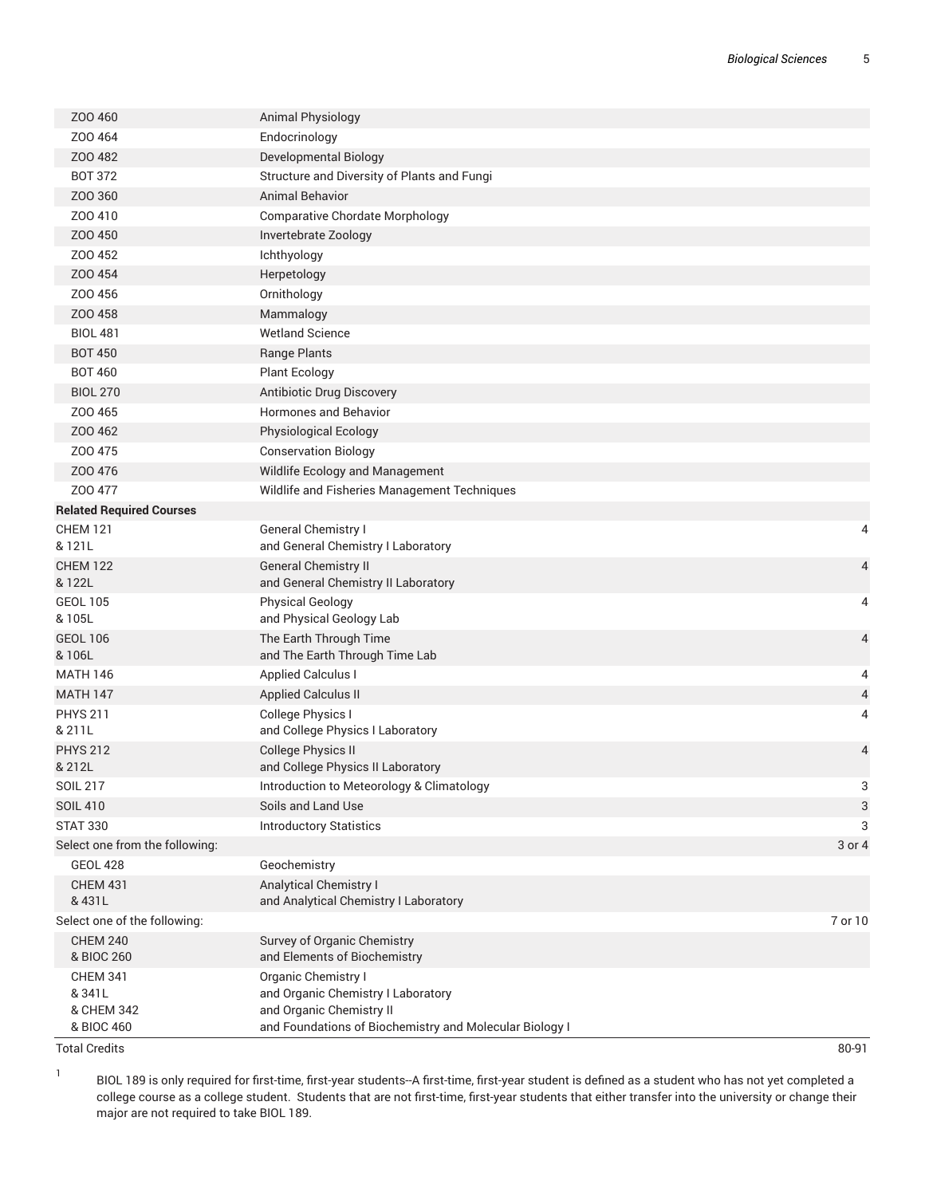| | | |
|---|---|---|
| ZOO 460 | Animal Physiology | |
| ZOO 464 | Endocrinology | |
| ZOO 482 | Developmental Biology | |
| BOT 372 | Structure and Diversity of Plants and Fungi | |
| ZOO 360 | Animal Behavior | |
| ZOO 410 | Comparative Chordate Morphology | |
| ZOO 450 | Invertebrate Zoology | |
| ZOO 452 | Ichthyology | |
| ZOO 454 | Herpetology | |
| ZOO 456 | Ornithology | |
| ZOO 458 | Mammalogy | |
| BIOL 481 | Wetland Science | |
| BOT 450 | Range Plants | |
| BOT 460 | Plant Ecology | |
| BIOL 270 | Antibiotic Drug Discovery | |
| ZOO 465 | Hormones and Behavior | |
| ZOO 462 | Physiological Ecology | |
| ZOO 475 | Conservation Biology | |
| ZOO 476 | Wildlife Ecology and Management | |
| ZOO 477 | Wildlife and Fisheries Management Techniques | |
| **Related Required Courses** | | |
| CHEM 121 & 121L | General Chemistry I and General Chemistry I Laboratory | 4 |
| CHEM 122 & 122L | General Chemistry II and General Chemistry II Laboratory | 4 |
| GEOL 105 & 105L | Physical Geology and Physical Geology Lab | 4 |
| GEOL 106 & 106L | The Earth Through Time and The Earth Through Time Lab | 4 |
| MATH 146 | Applied Calculus I | 4 |
| MATH 147 | Applied Calculus II | 4 |
| PHYS 211 & 211L | College Physics I and College Physics I Laboratory | 4 |
| PHYS 212 & 212L | College Physics II and College Physics II Laboratory | 4 |
| SOIL 217 | Introduction to Meteorology & Climatology | 3 |
| SOIL 410 | Soils and Land Use | 3 |
| STAT 330 | Introductory Statistics | 3 |
| Select one from the following: | | 3 or 4 |
| GEOL 428 | Geochemistry | |
| CHEM 431 & 431L | Analytical Chemistry I and Analytical Chemistry I Laboratory | |
| Select one of the following: | | 7 or 10 |
| CHEM 240 & BIOC 260 | Survey of Organic Chemistry and Elements of Biochemistry | |
| CHEM 341 & 341L & CHEM 342 & BIOC 460 | Organic Chemistry I and Organic Chemistry I Laboratory and Organic Chemistry II and Foundations of Biochemistry and Molecular Biology I | |
| Total Credits | | 80-91 |

[1] BIOL 189 is only required for first-time, first-year students--A first-time, first-year student is defined as a student who has not yet completed a college course as a college student. Students that are not first-time, first-year students that either transfer into the university or change their major are not required to take BIOL 189.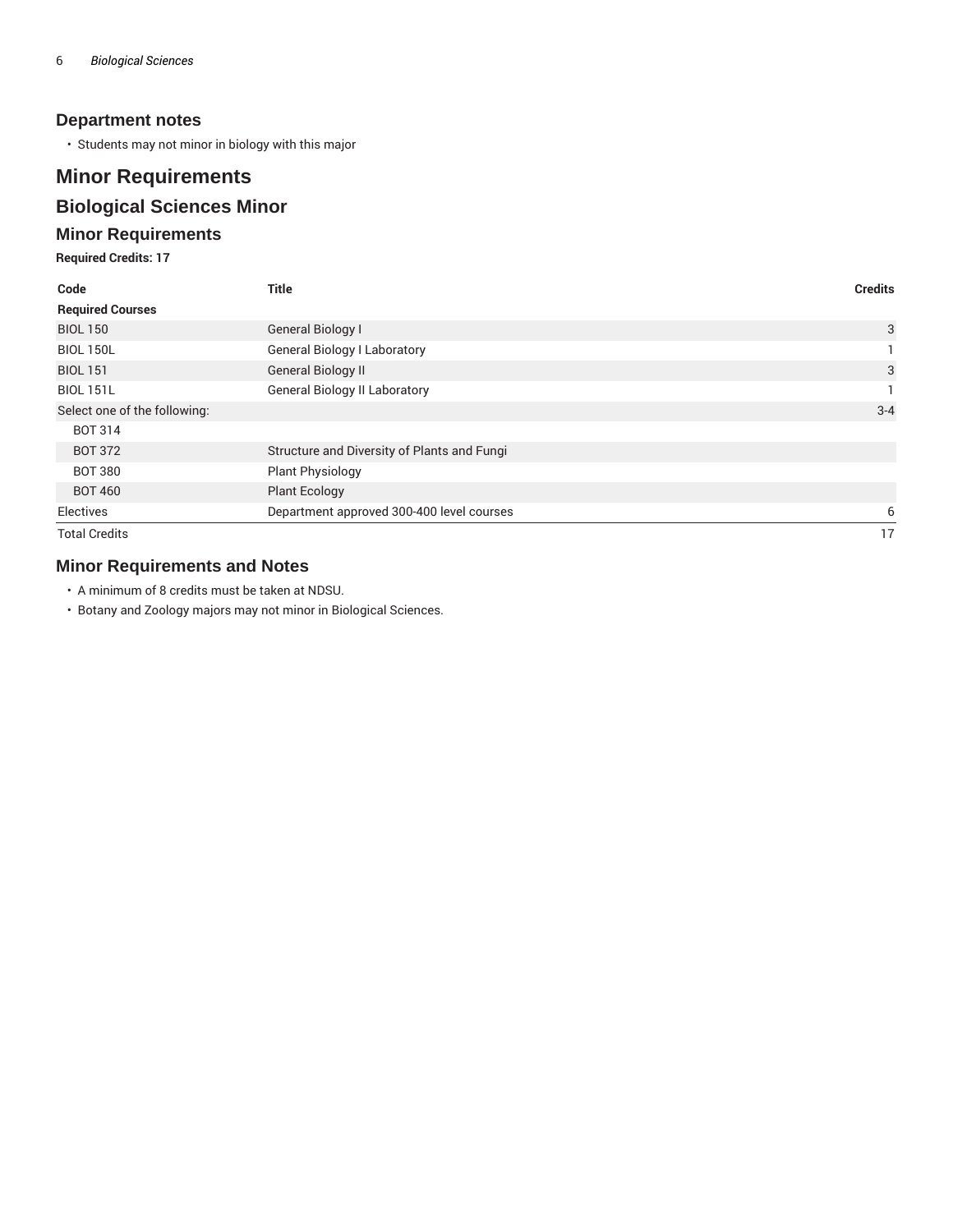## Department notes

- Students may not minor in biology with this major

# Minor Requirements

## Biological Sciences Minor

### Minor Requirements

**Required Credits: 17**

| Code | Title | Credits |
|---|---|---|
| **Required Courses** | | |
| BIOL 150 | General Biology I | 3 |
| BIOL 150L | General Biology I Laboratory | 1 |
| BIOL 151 | General Biology II | 3 |
| BIOL 151L | General Biology II Laboratory | 1 |
| Select one of the following: | | 3-4 |
| BOT 314 | | |
| BOT 372 | Structure and Diversity of Plants and Fungi | |
| BOT 380 | Plant Physiology | |
| BOT 460 | Plant Ecology | |
| Electives | Department approved 300-400 level courses | 6 |
| Total Credits | | 17 |

### Minor Requirements and Notes

- A minimum of 8 credits must be taken at NDSU.
- Botany and Zoology majors may not minor in Biological Sciences.